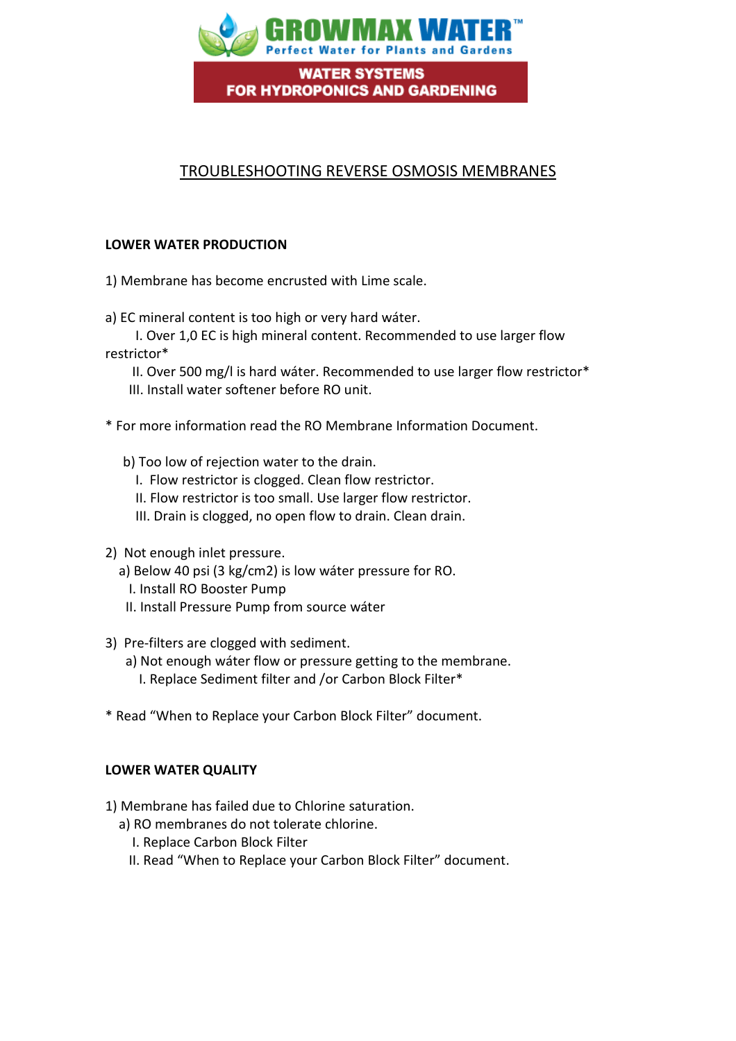**GROWMAX WATER™**
Perfect Water for Plants and Gardens

**WATER SYSTEMS FOR HYDROPONICS AND GARDENING**

# TROUBLESHOOTING REVERSE OSMOSIS MEMBRANES

## LOWER WATER PRODUCTION

1) Membrane has become encrusted with Lime scale.

a) EC mineral content is too high or very hard wáter.
   I. Over 1,0 EC is high mineral content. Recommended to use larger flow restrictor*
   II. Over 500 mg/l is hard wáter. Recommended to use larger flow restrictor*
   III. Install water softener before RO unit.

* For more information read the RO Membrane Information Document.

b) Too low of rejection water to the drain.
   I. Flow restrictor is clogged. Clean flow restrictor.
   II. Flow restrictor is too small. Use larger flow restrictor.
   III. Drain is clogged, no open flow to drain. Clean drain.

2) Not enough inlet pressure.
   a) Below 40 psi (3 kg/cm2) is low wáter pressure for RO.
      I. Install RO Booster Pump
      II. Install Pressure Pump from source wáter

3) Pre-filters are clogged with sediment.
   a) Not enough wáter flow or pressure getting to the membrane.
      I. Replace Sediment filter and /or Carbon Block Filter*

* Read "When to Replace your Carbon Block Filter" document.

## LOWER WATER QUALITY

1) Membrane has failed due to Chlorine saturation.
   a) RO membranes do not tolerate chlorine.
      I. Replace Carbon Block Filter
      II. Read "When to Replace your Carbon Block Filter" document.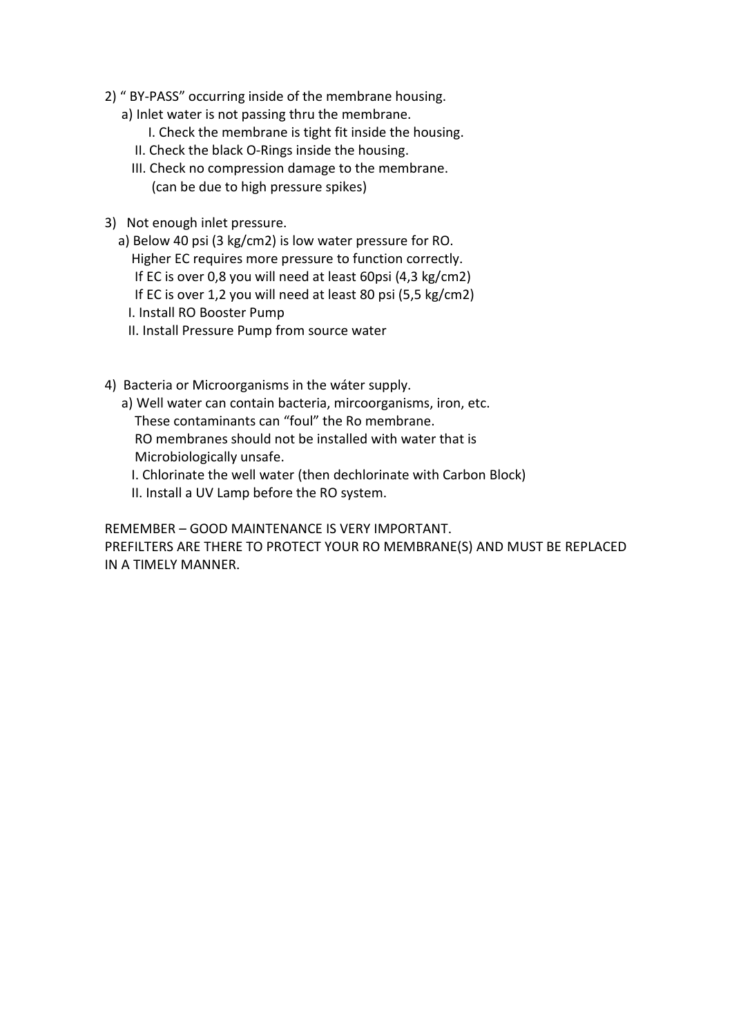2) " BY-PASS" occurring inside of the membrane housing.

   a) Inlet water is not passing thru the membrane.

      I. Check the membrane is tight fit inside the housing.

      II. Check the black O-Rings inside the housing.

      III. Check no compression damage to the membrane.
      (can be due to high pressure spikes)

3) Not enough inlet pressure.

   a) Below 40 psi (3 kg/cm2) is low water pressure for RO.
   Higher EC requires more pressure to function correctly.
   If EC is over 0,8 you will need at least 60psi (4,3 kg/cm2)
   If EC is over 1,2 you will need at least 80 psi (5,5 kg/cm2)

      I. Install RO Booster Pump

      II. Install Pressure Pump from source water

4) Bacteria or Microorganisms in the wáter supply.

   a) Well water can contain bacteria, mircoorganisms, iron, etc.
   These contaminants can "foul" the Ro membrane.
   RO membranes should not be installed with water that is
   Microbiologically unsafe.

      I. Chlorinate the well water (then dechlorinate with Carbon Block)

      II. Install a UV Lamp before the RO system.

REMEMBER – GOOD MAINTENANCE IS VERY IMPORTANT.
PREFILTERS ARE THERE TO PROTECT YOUR RO MEMBRANE(S) AND MUST BE REPLACED IN A TIMELY MANNER.